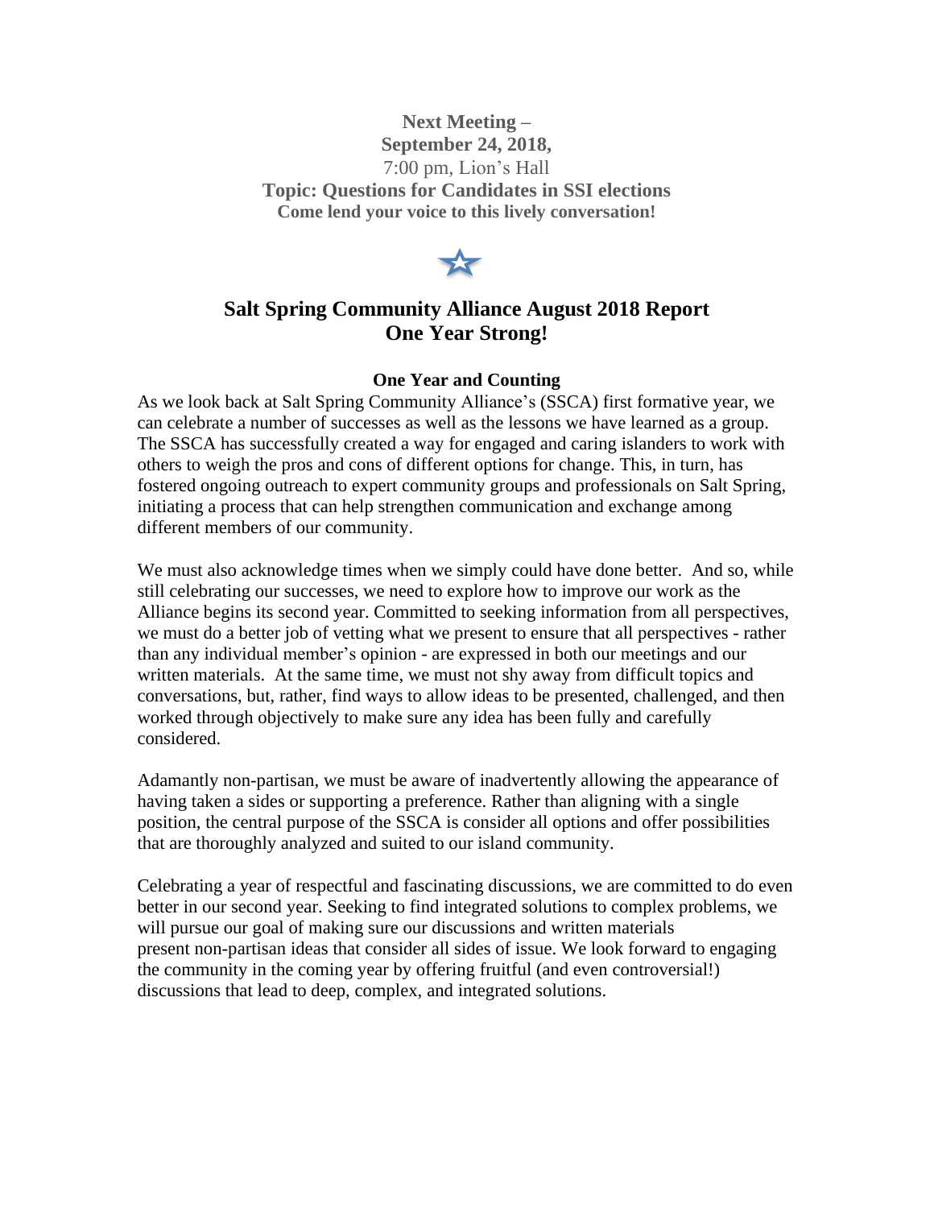**Next Meeting –**
**September 24, 2018,**
7:00 pm, Lion's Hall
**Topic: Questions for Candidates in SSI elections**
**Come lend your voice to this lively conversation!**

# Salt Spring Community Alliance August 2018 Report
# One Year Strong!

### One Year and Counting

As we look back at Salt Spring Community Alliance's (SSCA) first formative year, we can celebrate a number of successes as well as the lessons we have learned as a group. The SSCA has successfully created a way for engaged and caring islanders to work with others to weigh the pros and cons of different options for change. This, in turn, has fostered ongoing outreach to expert community groups and professionals on Salt Spring, initiating a process that can help strengthen communication and exchange among different members of our community.

We must also acknowledge times when we simply could have done better. And so, while still celebrating our successes, we need to explore how to improve our work as the Alliance begins its second year. Committed to seeking information from all perspectives, we must do a better job of vetting what we present to ensure that all perspectives - rather than any individual member's opinion - are expressed in both our meetings and our written materials. At the same time, we must not shy away from difficult topics and conversations, but, rather, find ways to allow ideas to be presented, challenged, and then worked through objectively to make sure any idea has been fully and carefully considered.

Adamantly non-partisan, we must be aware of inadvertently allowing the appearance of having taken a sides or supporting a preference. Rather than aligning with a single position, the central purpose of the SSCA is consider all options and offer possibilities that are thoroughly analyzed and suited to our island community.

Celebrating a year of respectful and fascinating discussions, we are committed to do even better in our second year. Seeking to find integrated solutions to complex problems, we will pursue our goal of making sure our discussions and written materials present non-partisan ideas that consider all sides of issue. We look forward to engaging the community in the coming year by offering fruitful (and even controversial!) discussions that lead to deep, complex, and integrated solutions.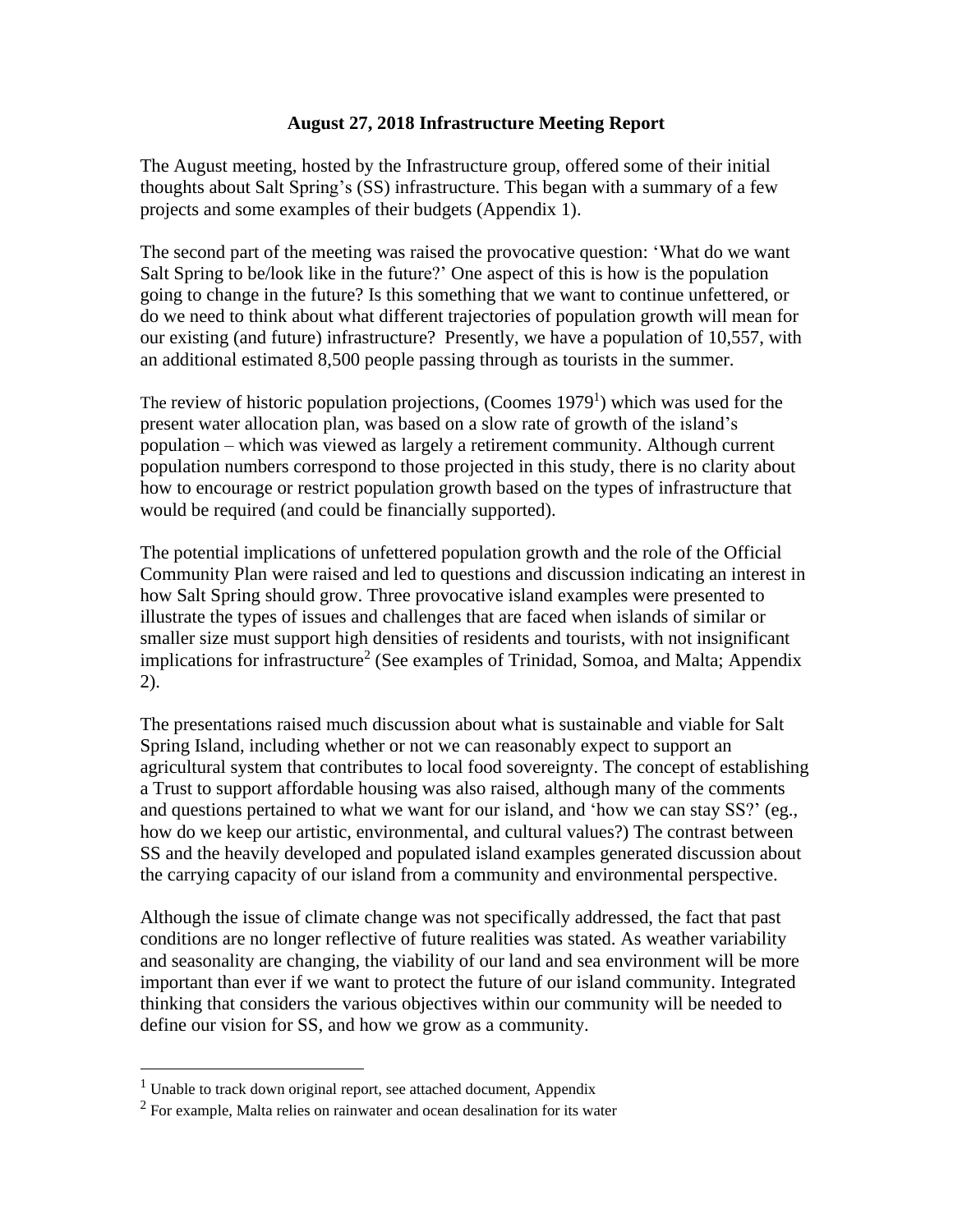**August 27, 2018 Infrastructure Meeting Report**

The August meeting, hosted by the Infrastructure group, offered some of their initial thoughts about Salt Spring's (SS) infrastructure. This began with a summary of a few projects and some examples of their budgets (Appendix 1).

The second part of the meeting was raised the provocative question: 'What do we want Salt Spring to be/look like in the future?' One aspect of this is how is the population going to change in the future? Is this something that we want to continue unfettered, or do we need to think about what different trajectories of population growth will mean for our existing (and future) infrastructure? Presently, we have a population of 10,557, with an additional estimated 8,500 people passing through as tourists in the summer.

The review of historic population projections, (Coomes 1979[1]) which was used for the present water allocation plan, was based on a slow rate of growth of the island's population – which was viewed as largely a retirement community. Although current population numbers correspond to those projected in this study, there is no clarity about how to encourage or restrict population growth based on the types of infrastructure that would be required (and could be financially supported).

The potential implications of unfettered population growth and the role of the Official Community Plan were raised and led to questions and discussion indicating an interest in how Salt Spring should grow. Three provocative island examples were presented to illustrate the types of issues and challenges that are faced when islands of similar or smaller size must support high densities of residents and tourists, with not insignificant implications for infrastructure[2] (See examples of Trinidad, Somoa, and Malta; Appendix 2).

The presentations raised much discussion about what is sustainable and viable for Salt Spring Island, including whether or not we can reasonably expect to support an agricultural system that contributes to local food sovereignty. The concept of establishing a Trust to support affordable housing was also raised, although many of the comments and questions pertained to what we want for our island, and 'how we can stay SS?' (eg., how do we keep our artistic, environmental, and cultural values?) The contrast between SS and the heavily developed and populated island examples generated discussion about the carrying capacity of our island from a community and environmental perspective.

Although the issue of climate change was not specifically addressed, the fact that past conditions are no longer reflective of future realities was stated. As weather variability and seasonality are changing, the viability of our land and sea environment will be more important than ever if we want to protect the future of our island community. Integrated thinking that considers the various objectives within our community will be needed to define our vision for SS, and how we grow as a community.

---

[1] Unable to track down original report, see attached document, Appendix

[2] For example, Malta relies on rainwater and ocean desalination for its water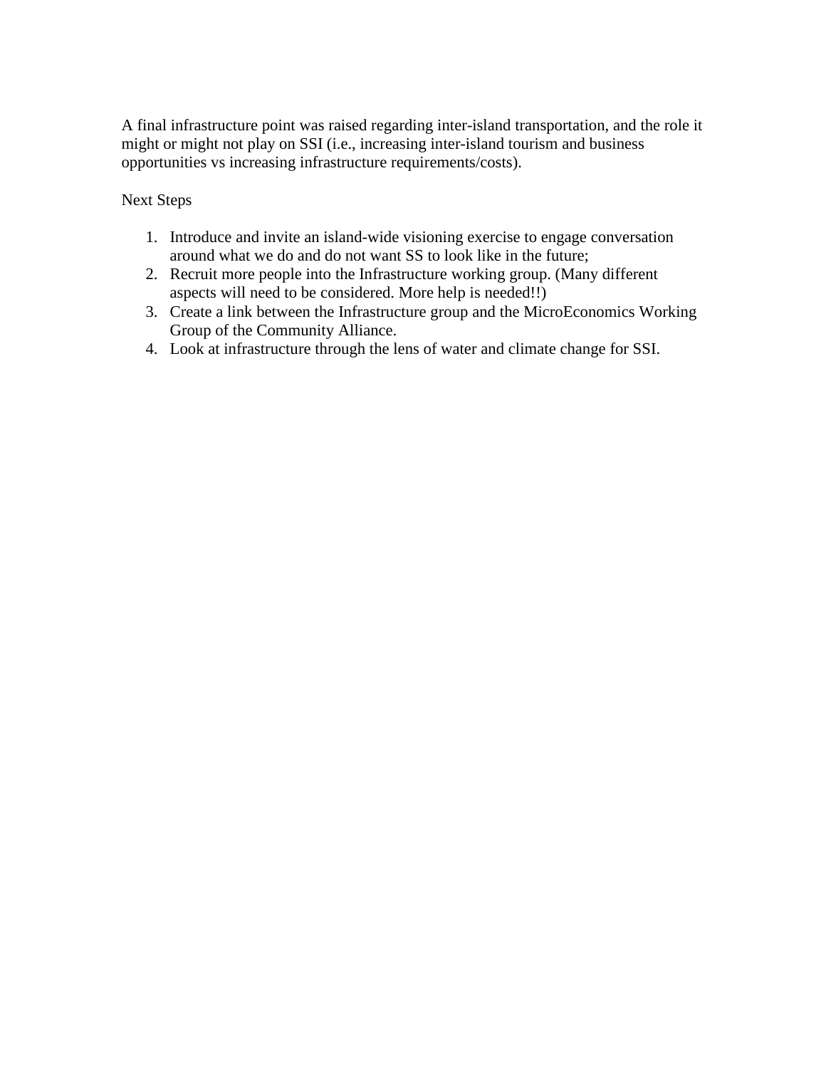A final infrastructure point was raised regarding inter-island transportation, and the role it might or might not play on SSI (i.e., increasing inter-island tourism and business opportunities vs increasing infrastructure requirements/costs).

Next Steps

1. Introduce and invite an island-wide visioning exercise to engage conversation around what we do and do not want SS to look like in the future;
2. Recruit more people into the Infrastructure working group. (Many different aspects will need to be considered. More help is needed!!)
3. Create a link between the Infrastructure group and the MicroEconomics Working Group of the Community Alliance.
4. Look at infrastructure through the lens of water and climate change for SSI.